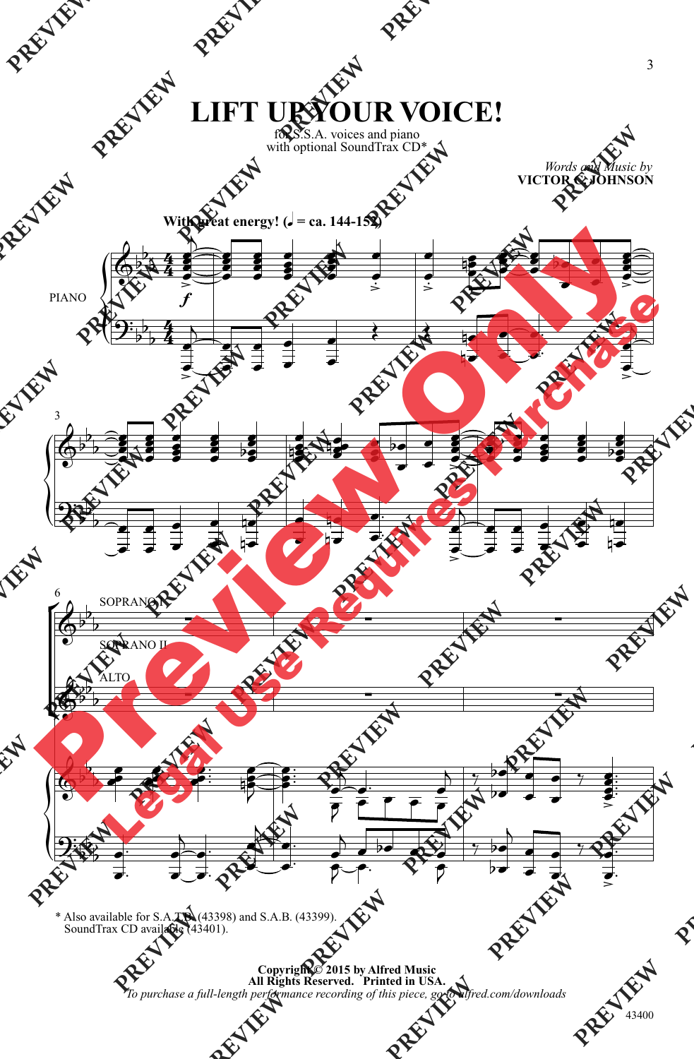# LIFT UP YOUR VOICE!

for S.S.A. voices and piano
with optional SoundTrax CD*

*Words and Music by*
**VICTOR C. JOHNSON**

**With great energy! (♩ = ca. 144-152)**

PIANO

SOPRANO I

SOPRANO II

ALTO

\* Also available for S.A.T.B. (43398) and S.A.B. (43399).
SoundTrax CD available (43401).

**Copyright © 2015 by Alfred Music**
**All Rights Reserved. Printed in USA.**
*To purchase a full-length performance recording of this piece, go to alfred.com/downloads*

43400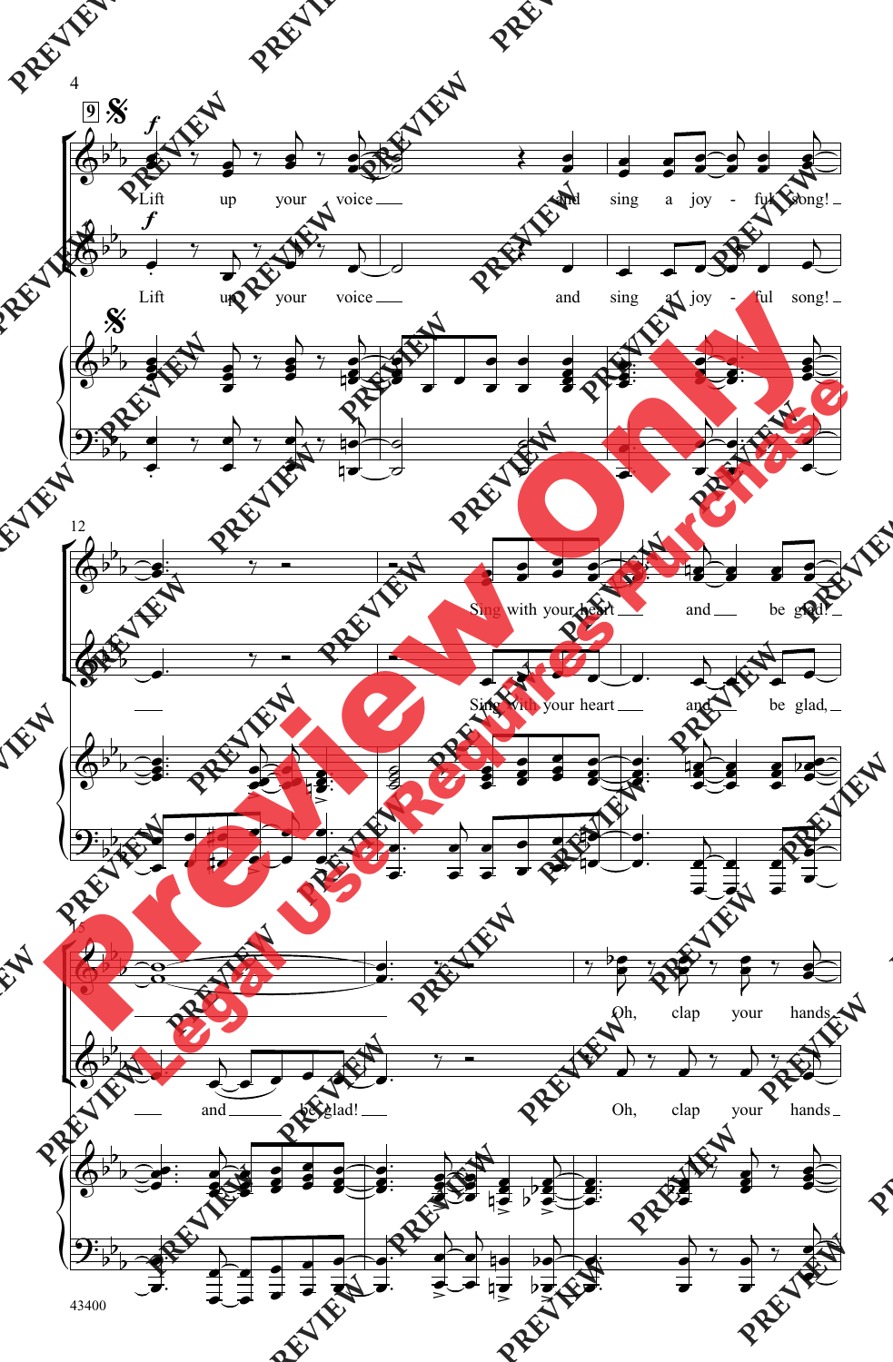Lift up your voice and sing a joy - ful song!

Lift up your voice and sing a joy - ful song!

Sing with your heart and be glad!

Sing with your heart and be glad,

and be glad!

Oh, clap your hands

Oh, clap your hands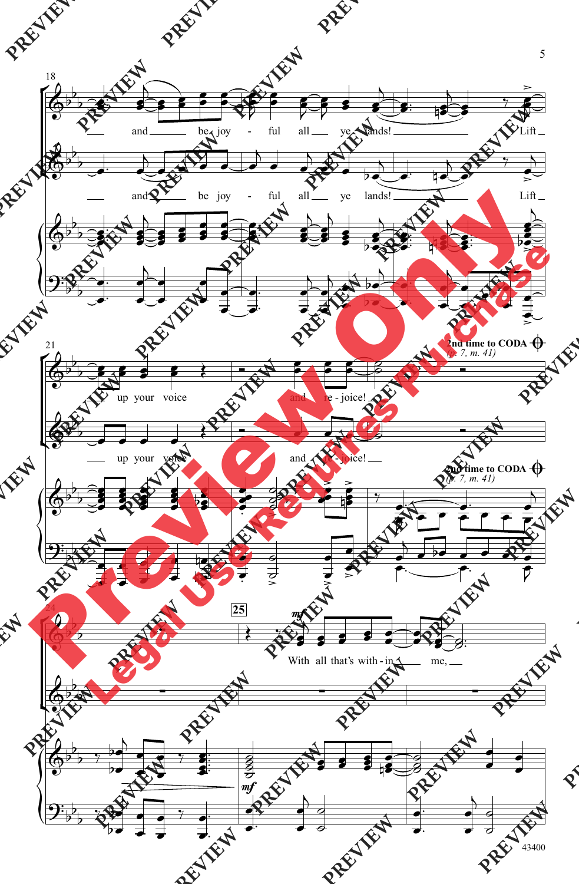and be joy - ful all ye lands! Lift up your voice and re - joice!

2nd time to CODA (p. 7, m. 41)

25

*mf*

With all that's with - in me,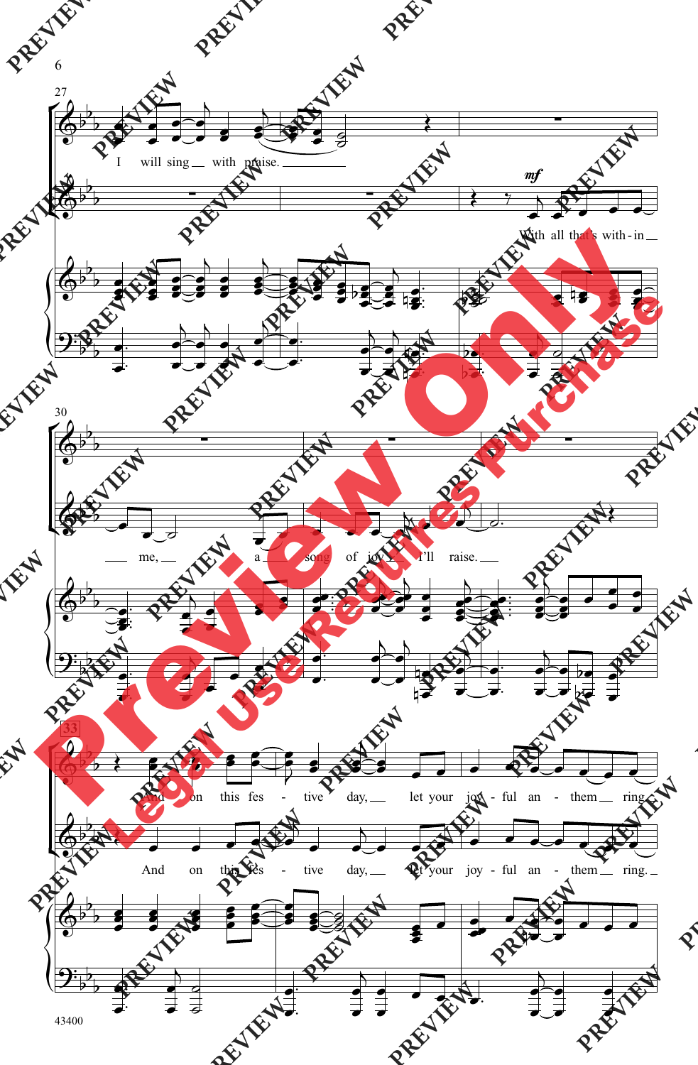I will sing with praise.

*mf*

With all that's with-in me, a song of joy I'll raise.

33

And on this fes-tive day, let your joy-ful an-them ring.

And on this fes-tive day, let your joy-ful an-them ring.

43400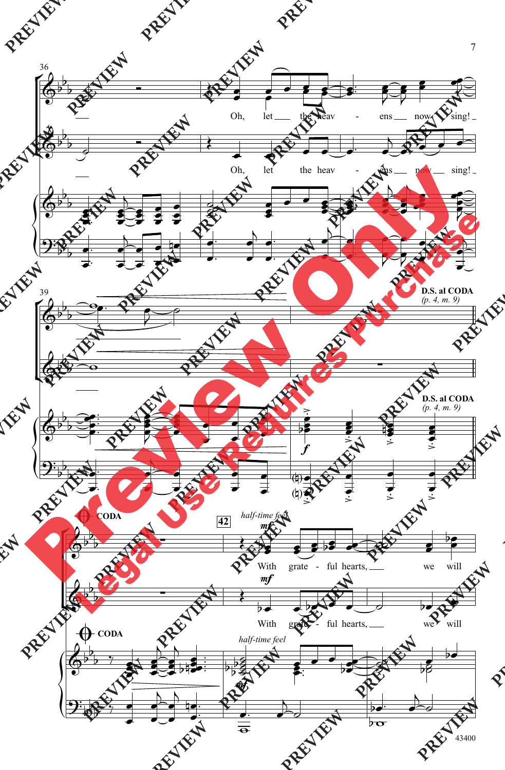36

Oh, let the heav - ens now sing!

Oh, let the heav - ens now sing!

39

**D.S. al CODA**
*(p. 4, m. 9)*

**D.S. al CODA**
*(p. 4, m. 9)*

**CODA**

42 *half-time feel*

*mf*

With grate - ful hearts, we will

*mf*

With grate - ful hearts, we will

**CODA**

*half-time feel*

*mf*

43400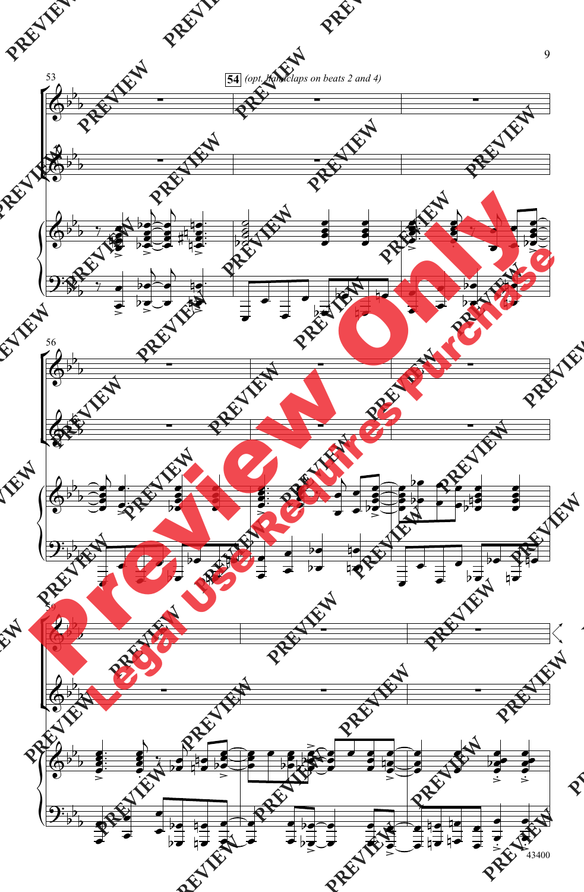54 *(opt. handclaps on beats 2 and 4)*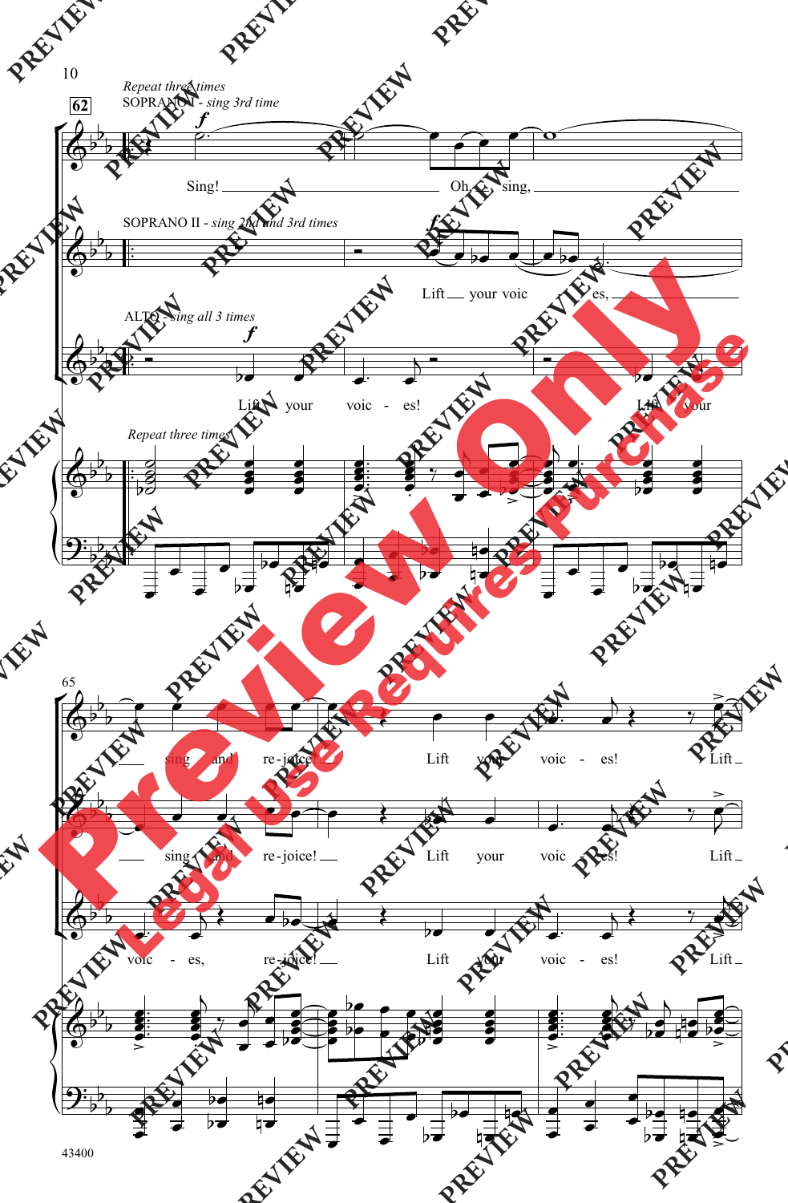Repeat three times

SOPRANO I - *sing 3rd time*

Sing! Oh, sing,

SOPRANO II - *sing 2nd and 3rd times*

Lift your voic - es,

ALTO - *sing all 3 times*

Lift your voic - es! Lift your

Repeat three times

sing and re-joice! Lift your voic - es! Lift

sing and re-joice! Lift your voic - es! Lift

voic - es, re-joice! Lift your voic - es! Lift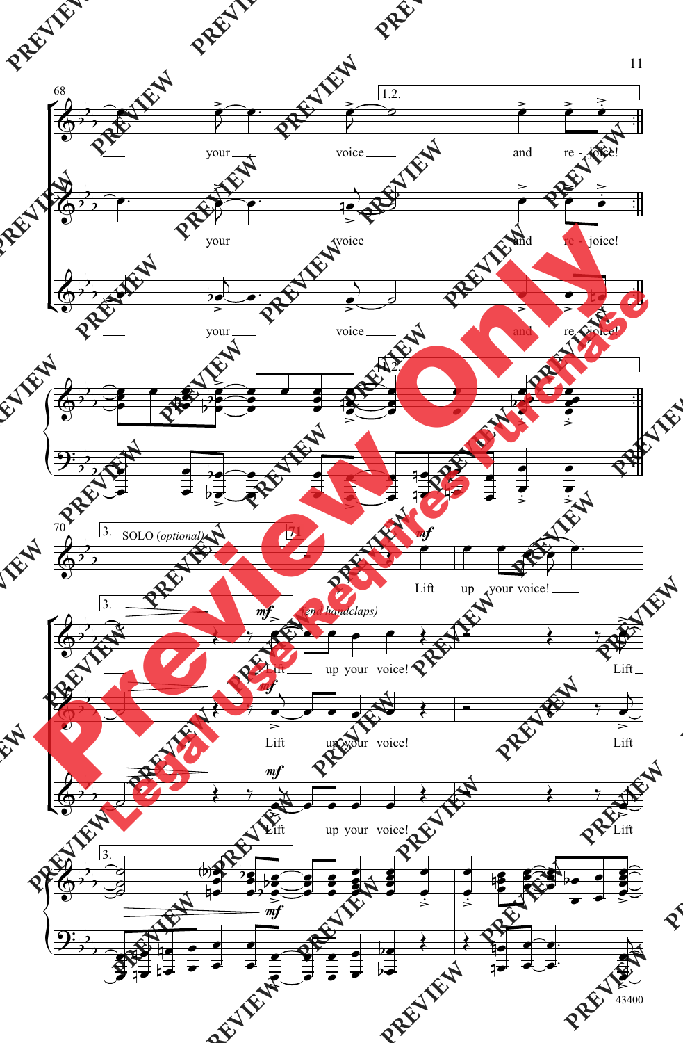68

your voice

1.2.

and re - joice!

your voice

and re - joice!

your voice

and re - joice!

70

3. SOLO (optional)

71

*mf*

Lift up your voice!

3.

*mf* (end handclaps)

Lift up your voice!

Lift

*mf*

Lift up your voice!

Lift

*mf*

Lift up your voice!

Lift

3.

*mf*

43400